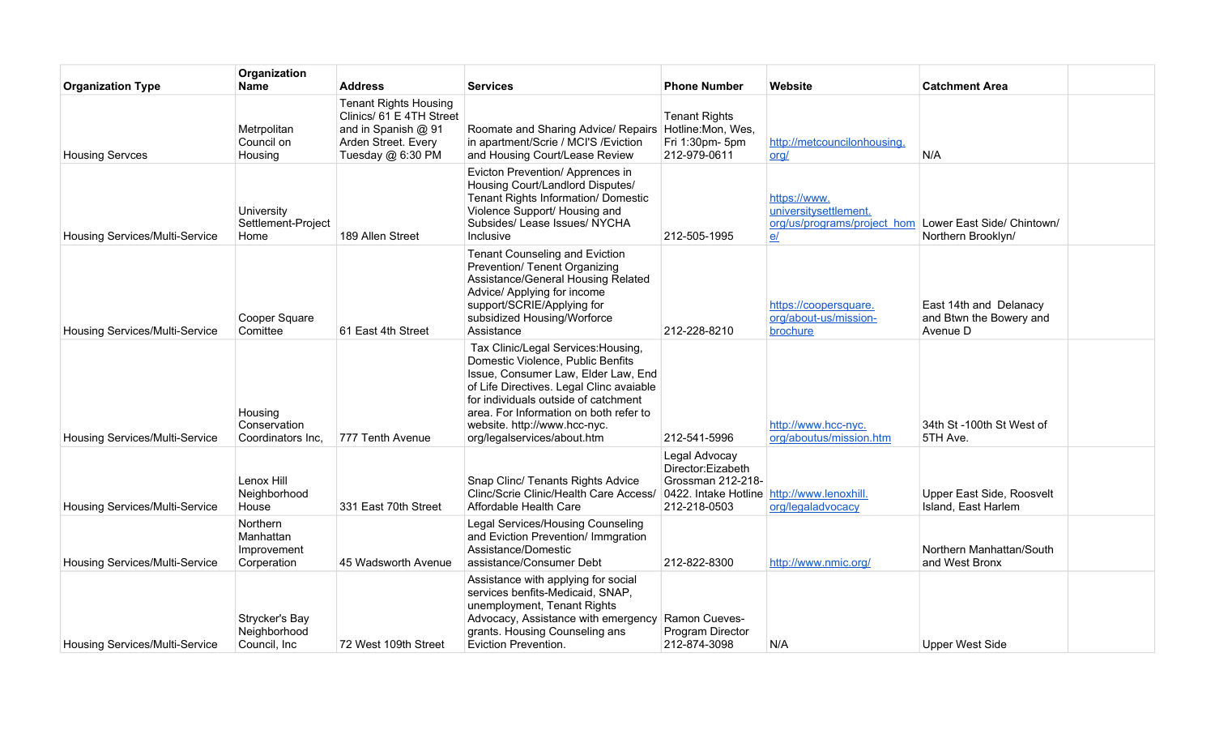| Organization Type | Organization Name | Address | Services | Phone Number | Website | Catchment Area | |
|---|---|---|---|---|---|---|---|
| Housing Servces | Metrpolitan Council on Housing | Tenant Rights Housing Clinics/ 61 E 4TH Street and in Spanish @ 91 Arden Street. Every Tuesday @ 6:30 PM | Roomate and Sharing Advice/ Repairs in apartment/Scrie / MCI'S /Eviction and Housing Court/Lease Review | Tenant Rights Hotline:Mon, Wes, Fri 1:30pm- 5pm 212-979-0611 | http://metcouncilonhousing.org/ | N/A | |
| Housing Services/Multi-Service | University Settlement-Project Home | 189 Allen Street | Evicton Prevention/ Apprences in Housing Court/Landlord Disputes/ Tenant Rights Information/ Domestic Violence Support/ Housing and Subsides/ Lease Issues/ NYCHA Inclusive | 212-505-1995 | https://www.universitysettlement.org/us/programs/project_home/ | Lower East Side/ Chintown/ Northern Brooklyn/ | |
| Housing Services/Multi-Service | Cooper Square Comittee | 61 East 4th Street | Tenant Counseling and Eviction Prevention/ Tenent Organizing Assistance/General Housing Related Advice/ Applying for income support/SCRIE/Applying for subsidized Housing/Worforce Assistance | 212-228-8210 | https://coopersquare.org/about-us/mission-brochure | East 14th and Delanacy and Btwn the Bowery and Avenue D | |
| Housing Services/Multi-Service | Housing Conservation Coordinators Inc, | 777 Tenth Avenue | Tax Clinic/Legal Services:Housing, Domestic Violence, Public Benfits Issue, Consumer Law, Elder Law, End of Life Directives. Legal Clinc avaiable for individuals outside of catchment area. For Information on both refer to website. http://www.hcc-nyc.org/legalservices/about.htm | 212-541-5996 | http://www.hcc-nyc.org/aboutus/mission.htm | 34th St -100th St West of 5TH Ave. | |
| Housing Services/Multi-Service | Lenox Hill Neighborhood House | 331 East 70th Street | Snap Clinc/ Tenants Rights Advice Clinc/Scrie Clinic/Health Care Access/ Affordable Health Care | Legal Advocay Director:Eizabeth Grossman 212-218-0422. Intake Hotline 212-218-0503 | http://www.lenoxhill.org/legaladvocacy | Upper East Side, Roosvelt Island, East Harlem | |
| Housing Services/Multi-Service | Northern Manhattan Improvement Corporation | 45 Wadsworth Avenue | Legal Services/Housing Counseling and Eviction Prevention/ Immgration Assistance/Domestic assistance/Consumer Debt | 212-822-8300 | http://www.nmic.org/ | Northern Manhattan/South and West Bronx | |
| Housing Services/Multi-Service | Strycker's Bay Neighborhood Council, Inc | 72 West 109th Street | Assistance with applying for social services benfits-Medicaid, SNAP, unemployment, Tenant Rights Advocacy, Assistance with emergency grants. Housing Counseling ans Eviction Prevention. | Ramon Cueves-Program Director 212-874-3098 | N/A | Upper West Side | |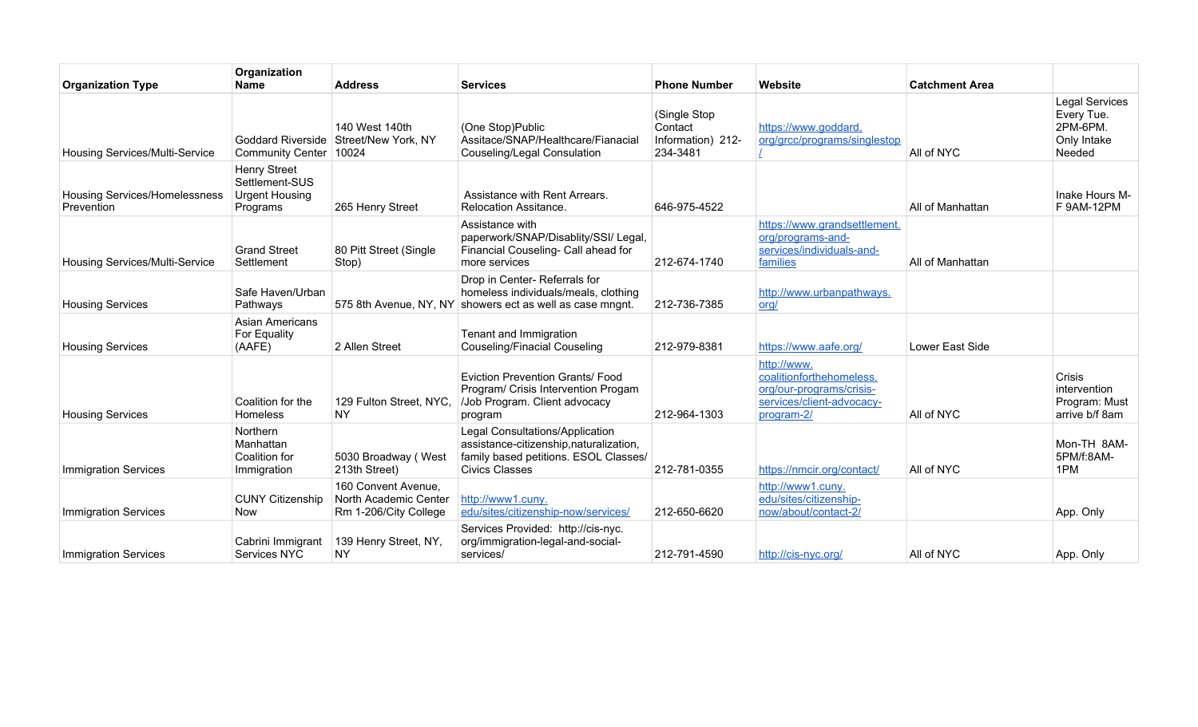| Organization Type | Organization Name | Address | Services | Phone Number | Website | Catchment Area | |
|---|---|---|---|---|---|---|---|
| Housing Services/Multi-Service | Goddard Riverside Community Center | 140 West 140th Street/New York, NY 10024 | (One Stop)Public Assitace/SNAP/Healthcare/Fianacial Couseling/Legal Consulation | (Single Stop Contact Information) 212-234-3481 | https://www.goddard.org/grcc/programs/singlestop/ | All of NYC | Legal Services Every Tue. 2PM-6PM. Only Intake Needed |
| Housing Services/Homelessness Prevention | Henry Street Settlement-SUS Urgent Housing Programs | 265 Henry Street | Assistance with Rent Arrears. Relocation Assitance. | 646-975-4522 | | All of Manhattan | Inake Hours M-F 9AM-12PM |
| Housing Services/Multi-Service | Grand Street Settlement | 80 Pitt Street (Single Stop) | Assistance with paperwork/SNAP/Disablity/SSI/ Legal, Financial Couseling- Call ahead for more services | 212-674-1740 | https://www.grandsettlement.org/programs-and-services/individuals-and-families | All of Manhattan | |
| Housing Services | Safe Haven/Urban Pathways | 575 8th Avenue, NY, NY | Drop in Center- Referrals for homeless individuals/meals, clothing showers ect as well as case mngnt. | 212-736-7385 | http://www.urbanpathways.org/ | | |
| Housing Services | Asian Americans For Equality (AAFE) | 2 Allen Street | Tenant and Immigration Couseling/Finacial Couseling | 212-979-8381 | https://www.aafe.org/ | Lower East Side | |
| Housing Services | Coalition for the Homeless | 129 Fulton Street, NYC, NY | Eviction Prevention Grants/ Food Program/ Crisis Intervention Progam /Job Program. Client advocacy program | 212-964-1303 | http://www.coalitionforthehomeless.org/our-programs/crisis-services/client-advocacy-program-2/ | All of NYC | Crisis intervention Program: Must arrive b/f 8am |
| Immigration Services | Northern Manhattan Coalition for Immigration | 5030 Broadway ( West 213th Street) | Legal Consultations/Application assistance-citizenship,naturalization, family based petitions. ESOL Classes/ Civics Classes | 212-781-0355 | https://nmcir.org/contact/ | All of NYC | Mon-TH 8AM-5PM/f:8AM-1PM |
| Immigration Services | CUNY Citizenship Now | 160 Convent Avenue, North Academic Center Rm 1-206/City College | http://www1.cuny.edu/sites/citizenship-now/services/ | 212-650-6620 | http://www1.cuny.edu/sites/citizenship-now/about/contact-2/ | | App. Only |
| Immigration Services | Cabrini Immigrant Services NYC | 139 Henry Street, NY, NY | Services Provided: http://cis-nyc.org/immigration-legal-and-social-services/ | 212-791-4590 | http://cis-nyc.org/ | All of NYC | App. Only |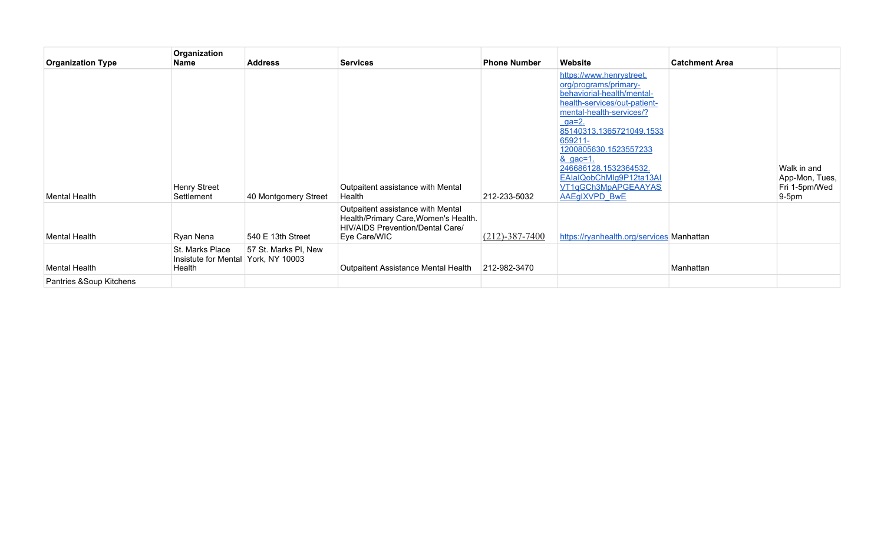| Organization Type | Organization Name | Address | Services | Phone Number | Website | Catchment Area | |
|---|---|---|---|---|---|---|---|
| Mental Health | Henry Street Settlement | 40 Montgomery Street | Outpaitent assistance with Mental Health | 212-233-5032 | https://www.henrystreet.org/programs/primary-behaviorial-health/mental-health-services/out-patient-mental-health-services/?_ga=2.85140313.1365721049.1533659211-1200805630.1523557233&_gac=1.246686128.1532364532.EAIaIQobChMIg9P12ta13AIVT1qGCh3MpAPGEAAYASAAEgIXVPD_BwE | | Walk in and App-Mon, Tues, Fri 1-5pm/Wed 9-5pm |
| Mental Health | Ryan Nena | 540 E 13th Street | Outpaitent assistance with Mental Health/Primary Care,Women's Health. HIV/AIDS Prevention/Dental Care/ Eye Care/WIC | (212)-387-7400 | https://ryanhealth.org/services | Manhattan | |
| Mental Health | St. Marks Place Insistute for Mental Health | 57 St. Marks Pl, New York, NY 10003 | Outpaitent Assistance Mental Health | 212-982-3470 | | Manhattan | |
| Pantries &Soup Kitchens | | | | | | | |